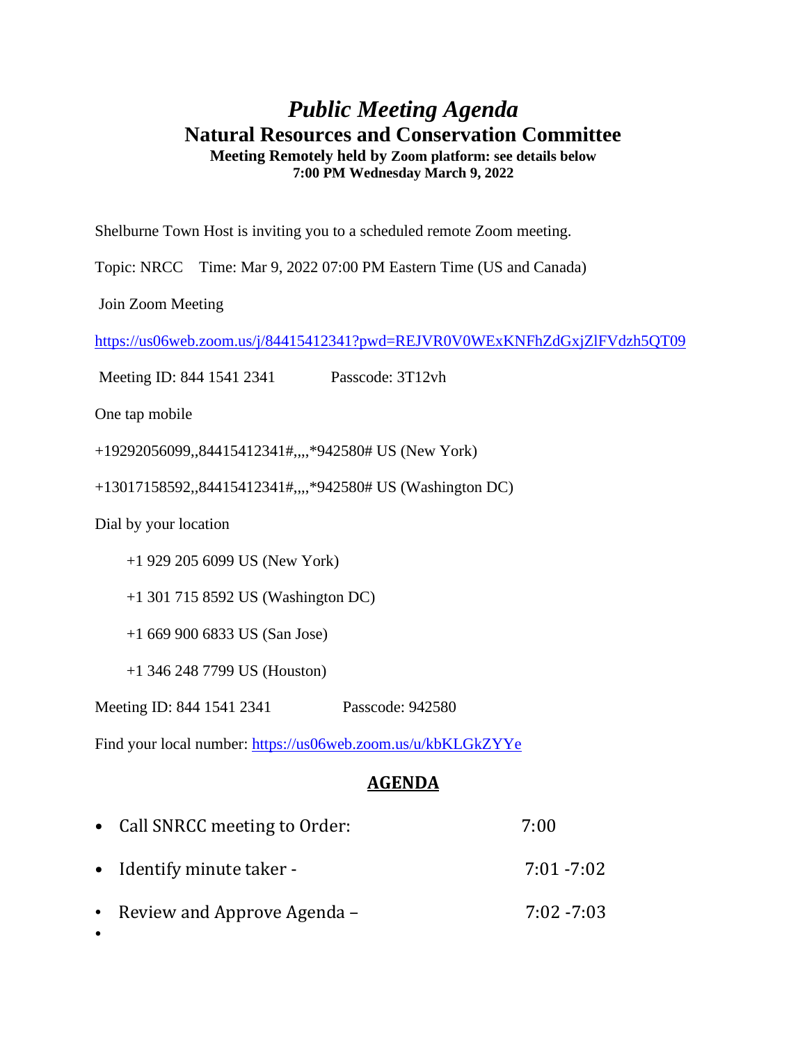# *Public Meeting Agenda*

## Natural Resources and Conservation Committee

**Meeting Remotely held by Zoom platform: see details below**
**7:00 PM Wednesday March 9, 2022**

Shelburne Town Host is inviting you to a scheduled remote Zoom meeting.

Topic: NRCC    Time: Mar 9, 2022 07:00 PM Eastern Time (US and Canada)

Join Zoom Meeting

https://us06web.zoom.us/j/84415412341?pwd=REJVR0V0WExKNFhZdGxjZlFVdzh5QT09

Meeting ID: 844 1541 2341    Passcode: 3T12vh

One tap mobile

+19292056099,,84415412341#,,,,*942580# US (New York)

+13017158592,,84415412341#,,,,*942580# US (Washington DC)

Dial by your location

+1 929 205 6099 US (New York)

+1 301 715 8592 US (Washington DC)

+1 669 900 6833 US (San Jose)

+1 346 248 7799 US (Houston)

Meeting ID: 844 1541 2341    Passcode: 942580

Find your local number: https://us06web.zoom.us/u/kbKLGkZYYe

## AGENDA

- Call SNRCC meeting to Order: 7:00
- Identify minute taker - 7:01 -7:02
- Review and Approve Agenda – 7:02 -7:03
-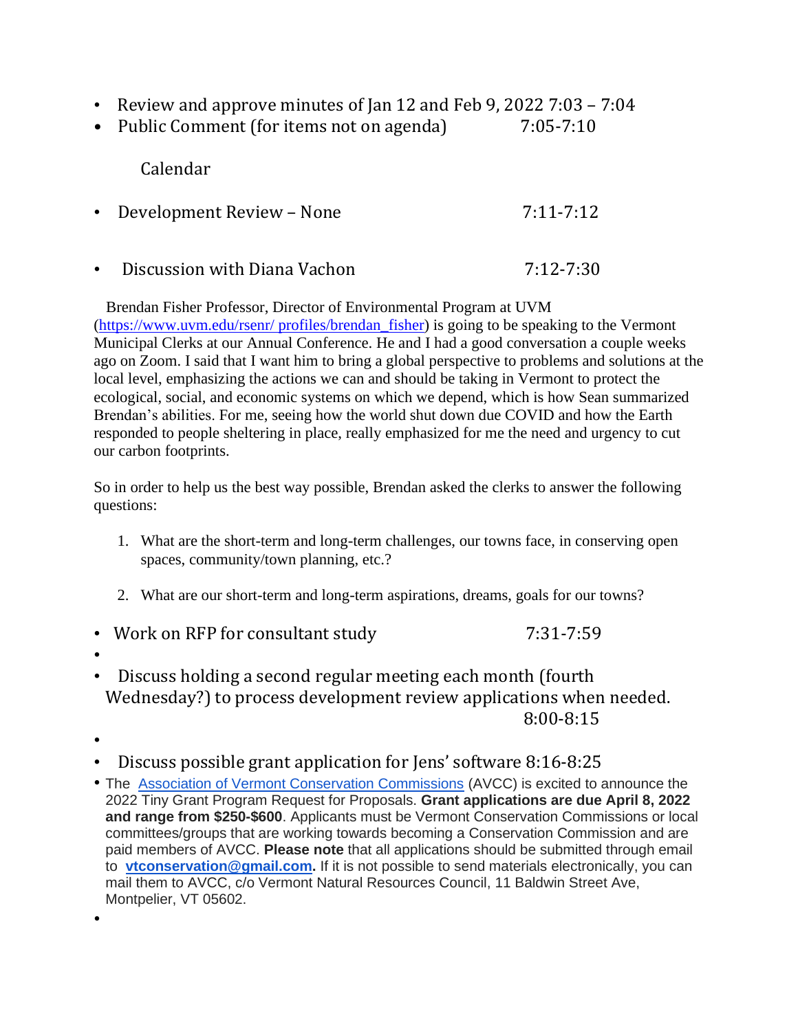- Review and approve minutes of Jan 12 and Feb 9, 2022 7:03 – 7:04
- Public Comment (for items not on agenda) 7:05-7:10

Calendar

- Development Review – None 7:11-7:12

- Discussion with Diana Vachon 7:12-7:30

Brendan Fisher Professor, Director of Environmental Program at UVM ([https://www.uvm.edu/rsenr/ profiles/brendan_fisher](https://www.uvm.edu/rsenr/profiles/brendan_fisher)) is going to be speaking to the Vermont Municipal Clerks at our Annual Conference. He and I had a good conversation a couple weeks ago on Zoom. I said that I want him to bring a global perspective to problems and solutions at the local level, emphasizing the actions we can and should be taking in Vermont to protect the ecological, social, and economic systems on which we depend, which is how Sean summarized Brendan's abilities. For me, seeing how the world shut down due COVID and how the Earth responded to people sheltering in place, really emphasized for me the need and urgency to cut our carbon footprints.

So in order to help us the best way possible, Brendan asked the clerks to answer the following questions:

1. What are the short-term and long-term challenges, our towns face, in conserving open spaces, community/town planning, etc.?

2. What are our short-term and long-term aspirations, dreams, goals for our towns?

- Work on RFP for consultant study 7:31-7:59
- 
- Discuss holding a second regular meeting each month (fourth Wednesday?) to process development review applications when needed. 8:00-8:15
- 
- Discuss possible grant application for Jens' software 8:16-8:25
- The [Association of Vermont Conservation Commissions](https://www.vtconservation.org) (AVCC) is excited to announce the 2022 Tiny Grant Program Request for Proposals. **Grant applications are due April 8, 2022 and range from $250-$600**. Applicants must be Vermont Conservation Commissions or local committees/groups that are working towards becoming a Conservation Commission and are paid members of AVCC. **Please note** that all applications should be submitted through email to **vtconservation@gmail.com.** If it is not possible to send materials electronically, you can mail them to AVCC, c/o Vermont Natural Resources Council, 11 Baldwin Street Ave, Montpelier, VT 05602.
-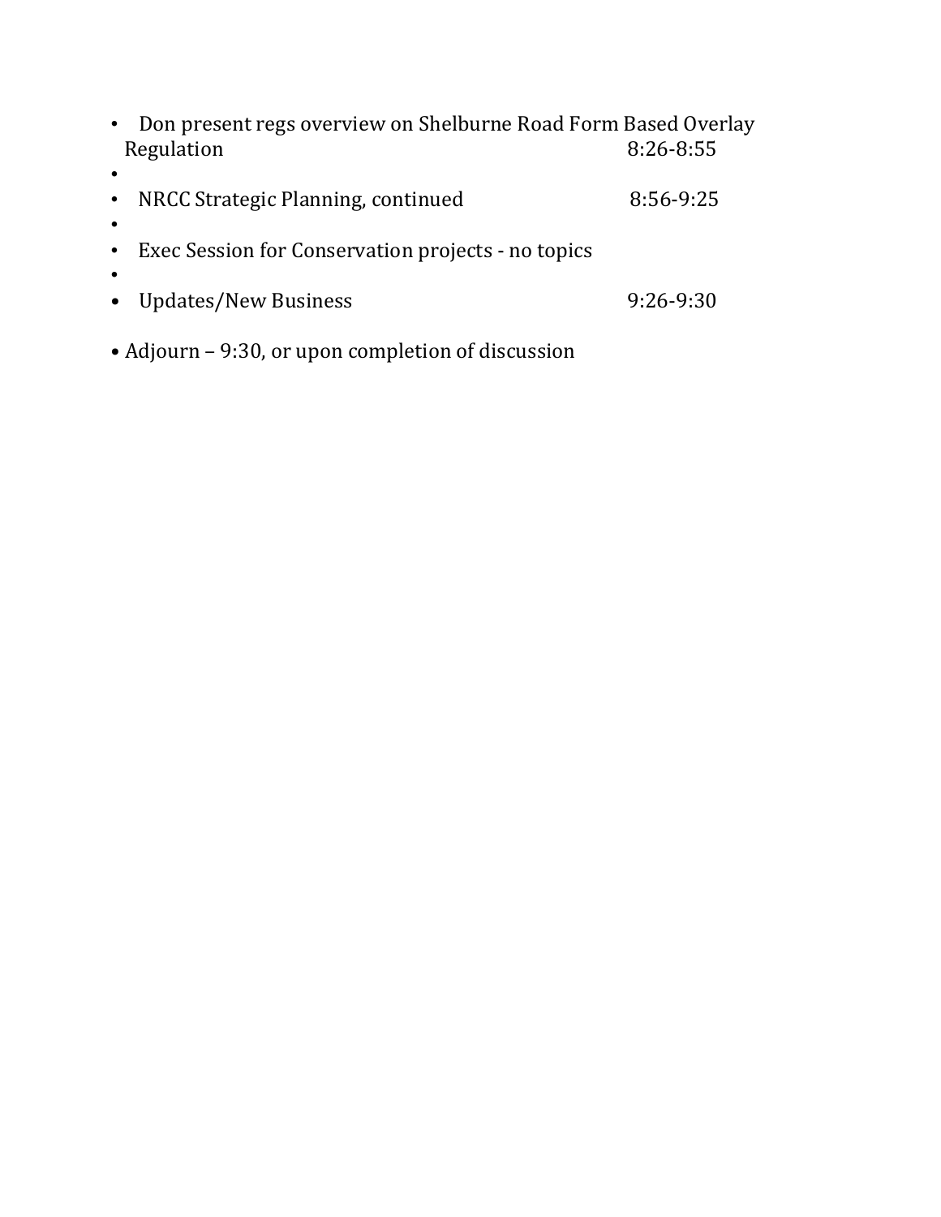- Don present regs overview on Shelburne Road Form Based Overlay Regulation 8:26-8:55
- 
- NRCC Strategic Planning, continued 8:56-9:25
- 
- Exec Session for Conservation projects - no topics
- 
- Updates/New Business 9:26-9:30

- Adjourn – 9:30, or upon completion of discussion